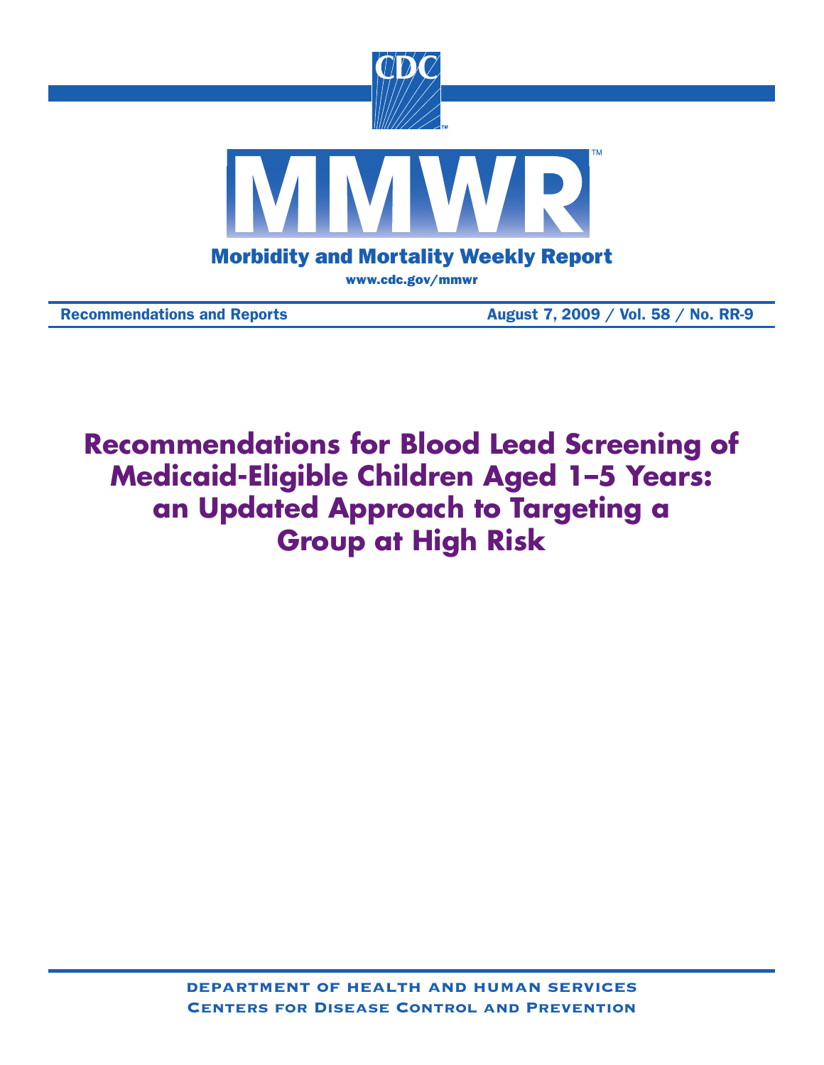# MMWR

## Morbidity and Mortality Weekly Report

www.cdc.gov/mmwr

Recommendations and Reports — August 7, 2009 / Vol. 58 / No. RR-9

# Recommendations for Blood Lead Screening of Medicaid-Eligible Children Aged 1–5 Years: an Updated Approach to Targeting a Group at High Risk

department of health and human services
Centers for Disease Control and Prevention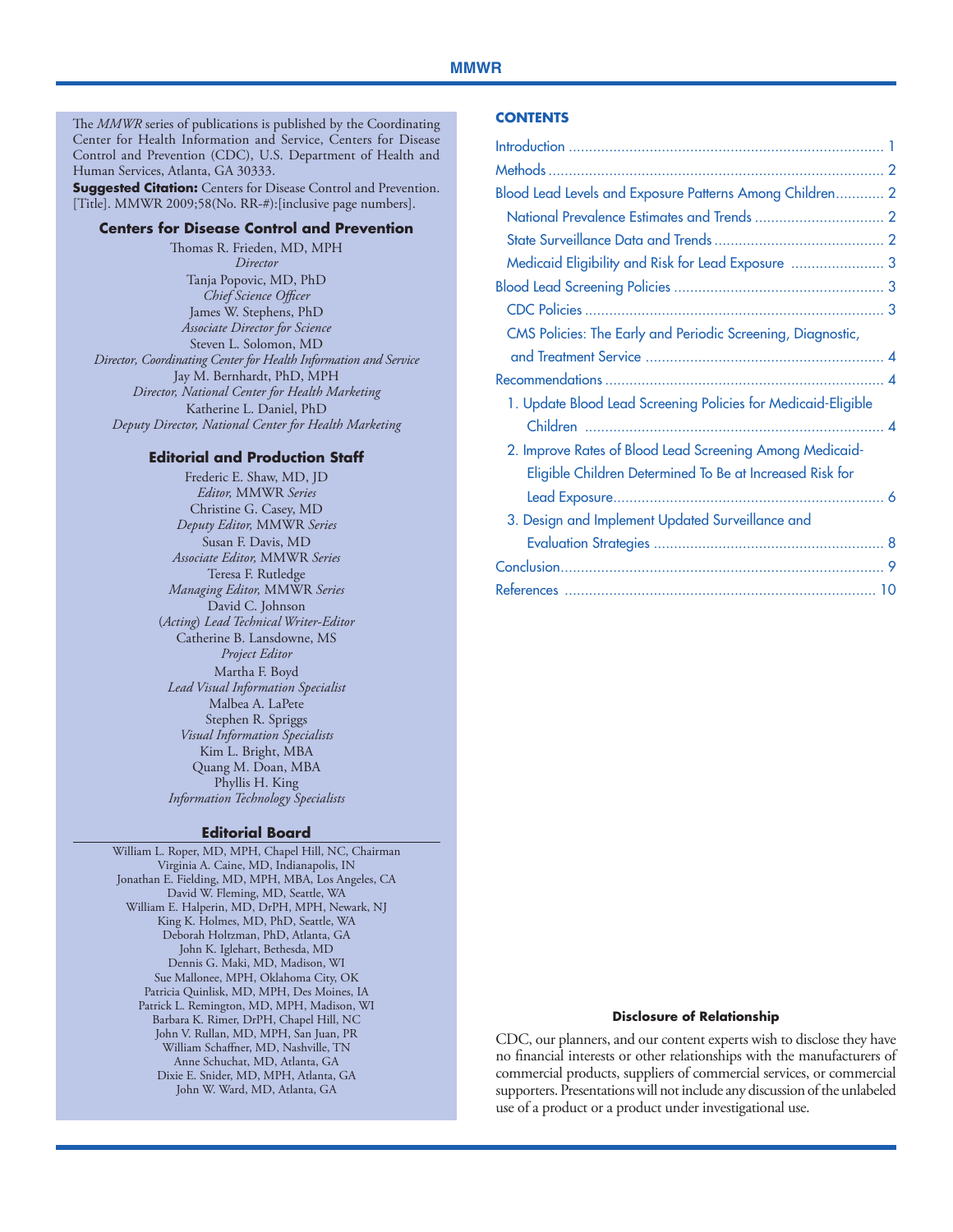The *MMWR* series of publications is published by the Coordinating Center for Health Information and Service, Centers for Disease Control and Prevention (CDC), U.S. Department of Health and Human Services, Atlanta, GA 30333.

**Suggested Citation:** Centers for Disease Control and Prevention. [Title]. MMWR 2009;58(No. RR-#):[inclusive page numbers].

**Centers for Disease Control and Prevention**

Thomas R. Frieden, MD, MPH
*Director*
Tanja Popovic, MD, PhD
*Chief Science Officer*
James W. Stephens, PhD
*Associate Director for Science*
Steven L. Solomon, MD
*Director, Coordinating Center for Health Information and Service*
Jay M. Bernhardt, PhD, MPH
*Director, National Center for Health Marketing*
Katherine L. Daniel, PhD
*Deputy Director, National Center for Health Marketing*

**Editorial and Production Staff**

Frederic E. Shaw, MD, JD
*Editor,* MMWR *Series*
Christine G. Casey, MD
*Deputy Editor,* MMWR *Series*
Susan F. Davis, MD
*Associate Editor,* MMWR *Series*
Teresa F. Rutledge
*Managing Editor,* MMWR *Series*
David C. Johnson
(*Acting*) *Lead Technical Writer-Editor*
Catherine B. Lansdowne, MS
*Project Editor*
Martha F. Boyd
*Lead Visual Information Specialist*
Malbea A. LaPete
Stephen R. Spriggs
*Visual Information Specialists*
Kim L. Bright, MBA
Quang M. Doan, MBA
Phyllis H. King
*Information Technology Specialists*

**Editorial Board**

William L. Roper, MD, MPH, Chapel Hill, NC, Chairman
Virginia A. Caine, MD, Indianapolis, IN
Jonathan E. Fielding, MD, MPH, MBA, Los Angeles, CA
David W. Fleming, MD, Seattle, WA
William E. Halperin, MD, DrPH, MPH, Newark, NJ
King K. Holmes, MD, PhD, Seattle, WA
Deborah Holtzman, PhD, Atlanta, GA
John K. Iglehart, Bethesda, MD
Dennis G. Maki, MD, Madison, WI
Sue Mallonee, MPH, Oklahoma City, OK
Patricia Quinlisk, MD, MPH, Des Moines, IA
Patrick L. Remington, MD, MPH, Madison, WI
Barbara K. Rimer, DrPH, Chapel Hill, NC
John V. Rullan, MD, MPH, San Juan, PR
William Schaffner, MD, Nashville, TN
Anne Schuchat, MD, Atlanta, GA
Dixie E. Snider, MD, MPH, Atlanta, GA
John W. Ward, MD, Atlanta, GA

**CONTENTS**

Introduction .... 1
Methods .... 2
Blood Lead Levels and Exposure Patterns Among Children .... 2
- National Prevalence Estimates and Trends .... 2
- State Surveillance Data and Trends .... 2
- Medicaid Eligibility and Risk for Lead Exposure .... 3

Blood Lead Screening Policies .... 3
- CDC Policies .... 3
- CMS Policies: The Early and Periodic Screening, Diagnostic, and Treatment Service .... 4

Recommendations .... 4
- 1. Update Blood Lead Screening Policies for Medicaid-Eligible Children .... 4
- 2. Improve Rates of Blood Lead Screening Among Medicaid-Eligible Children Determined To Be at Increased Risk for Lead Exposure .... 6
- 3. Design and Implement Updated Surveillance and Evaluation Strategies .... 8

Conclusion .... 9
References .... 10

**Disclosure of Relationship**

CDC, our planners, and our content experts wish to disclose they have no financial interests or other relationships with the manufacturers of commercial products, suppliers of commercial services, or commercial supporters. Presentations will not include any discussion of the unlabeled use of a product or a product under investigational use.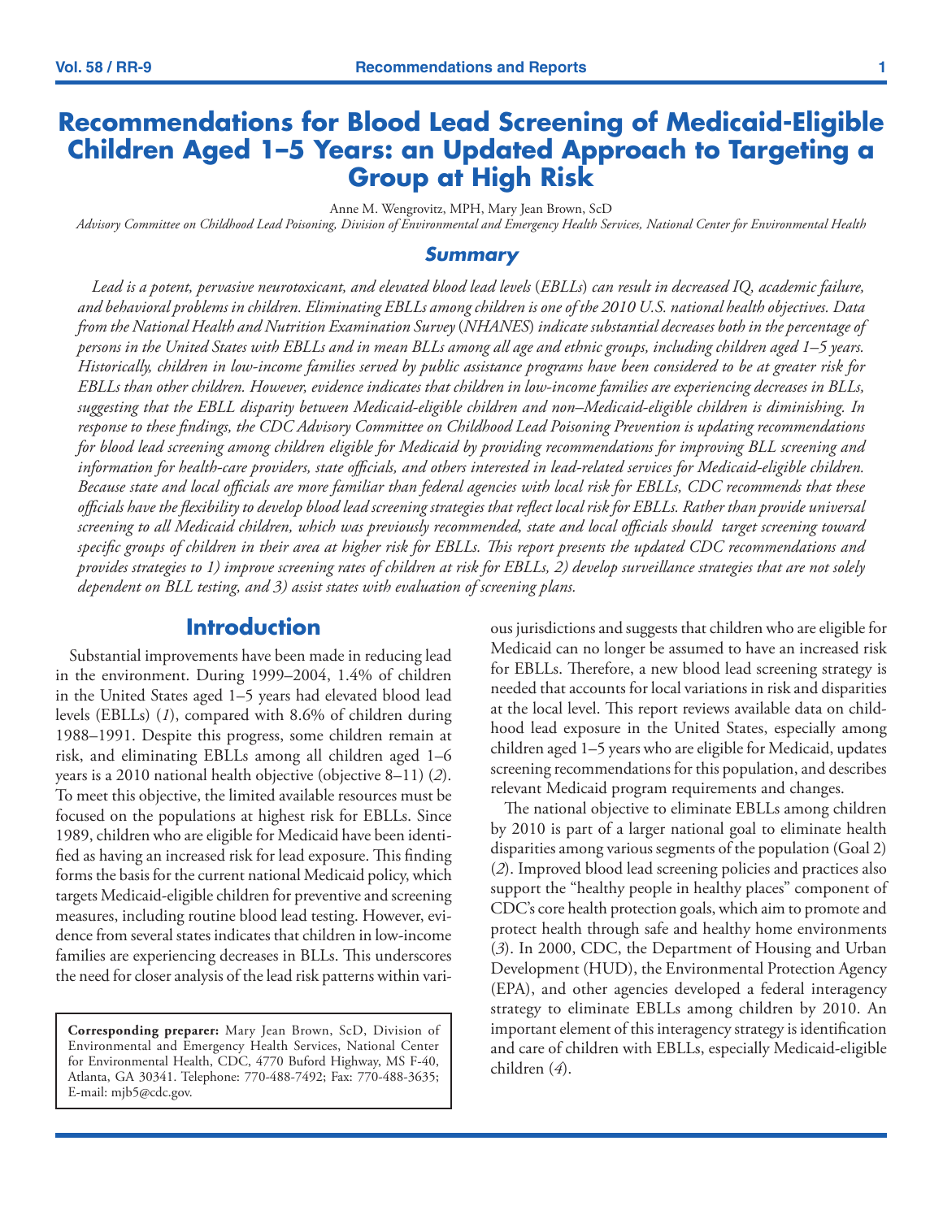# Recommendations for Blood Lead Screening of Medicaid-Eligible Children Aged 1–5 Years: an Updated Approach to Targeting a Group at High Risk

Anne M. Wengrovitz, MPH, Mary Jean Brown, ScD

*Advisory Committee on Childhood Lead Poisoning, Division of Environmental and Emergency Health Services, National Center for Environmental Health*

## Summary

*Lead is a potent, pervasive neurotoxicant, and elevated blood lead levels (EBLLs) can result in decreased IQ, academic failure, and behavioral problems in children. Eliminating EBLLs among children is one of the 2010 U.S. national health objectives. Data from the National Health and Nutrition Examination Survey (NHANES) indicate substantial decreases both in the percentage of persons in the United States with EBLLs and in mean BLLs among all age and ethnic groups, including children aged 1–5 years. Historically, children in low-income families served by public assistance programs have been considered to be at greater risk for EBLLs than other children. However, evidence indicates that children in low-income families are experiencing decreases in BLLs, suggesting that the EBLL disparity between Medicaid-eligible children and non–Medicaid-eligible children is diminishing. In response to these findings, the CDC Advisory Committee on Childhood Lead Poisoning Prevention is updating recommendations for blood lead screening among children eligible for Medicaid by providing recommendations for improving BLL screening and information for health-care providers, state officials, and others interested in lead-related services for Medicaid-eligible children. Because state and local officials are more familiar than federal agencies with local risk for EBLLs, CDC recommends that these officials have the flexibility to develop blood lead screening strategies that reflect local risk for EBLLs. Rather than provide universal screening to all Medicaid children, which was previously recommended, state and local officials should target screening toward specific groups of children in their area at higher risk for EBLLs. This report presents the updated CDC recommendations and provides strategies to 1) improve screening rates of children at risk for EBLLs, 2) develop surveillance strategies that are not solely dependent on BLL testing, and 3) assist states with evaluation of screening plans.*

## Introduction

Substantial improvements have been made in reducing lead in the environment. During 1999–2004, 1.4% of children in the United States aged 1–5 years had elevated blood lead levels (EBLLs) (*1*), compared with 8.6% of children during 1988–1991. Despite this progress, some children remain at risk, and eliminating EBLLs among all children aged 1–6 years is a 2010 national health objective (objective 8–11) (*2*). To meet this objective, the limited available resources must be focused on the populations at highest risk for EBLLs. Since 1989, children who are eligible for Medicaid have been identified as having an increased risk for lead exposure. This finding forms the basis for the current national Medicaid policy, which targets Medicaid-eligible children for preventive and screening measures, including routine blood lead testing. However, evidence from several states indicates that children in low-income families are experiencing decreases in BLLs. This underscores the need for closer analysis of the lead risk patterns within various jurisdictions and suggests that children who are eligible for Medicaid can no longer be assumed to have an increased risk for EBLLs. Therefore, a new blood lead screening strategy is needed that accounts for local variations in risk and disparities at the local level. This report reviews available data on childhood lead exposure in the United States, especially among children aged 1–5 years who are eligible for Medicaid, updates screening recommendations for this population, and describes relevant Medicaid program requirements and changes.

The national objective to eliminate EBLLs among children by 2010 is part of a larger national goal to eliminate health disparities among various segments of the population (Goal 2) (*2*). Improved blood lead screening policies and practices also support the "healthy people in healthy places" component of CDC's core health protection goals, which aim to promote and protect health through safe and healthy home environments (*3*). In 2000, CDC, the Department of Housing and Urban Development (HUD), the Environmental Protection Agency (EPA), and other agencies developed a federal interagency strategy to eliminate EBLLs among children by 2010. An important element of this interagency strategy is identification and care of children with EBLLs, especially Medicaid-eligible children (*4*).

**Corresponding preparer:** Mary Jean Brown, ScD, Division of Environmental and Emergency Health Services, National Center for Environmental Health, CDC, 4770 Buford Highway, MS F-40, Atlanta, GA 30341. Telephone: 770-488-7492; Fax: 770-488-3635; E-mail: mjb5@cdc.gov.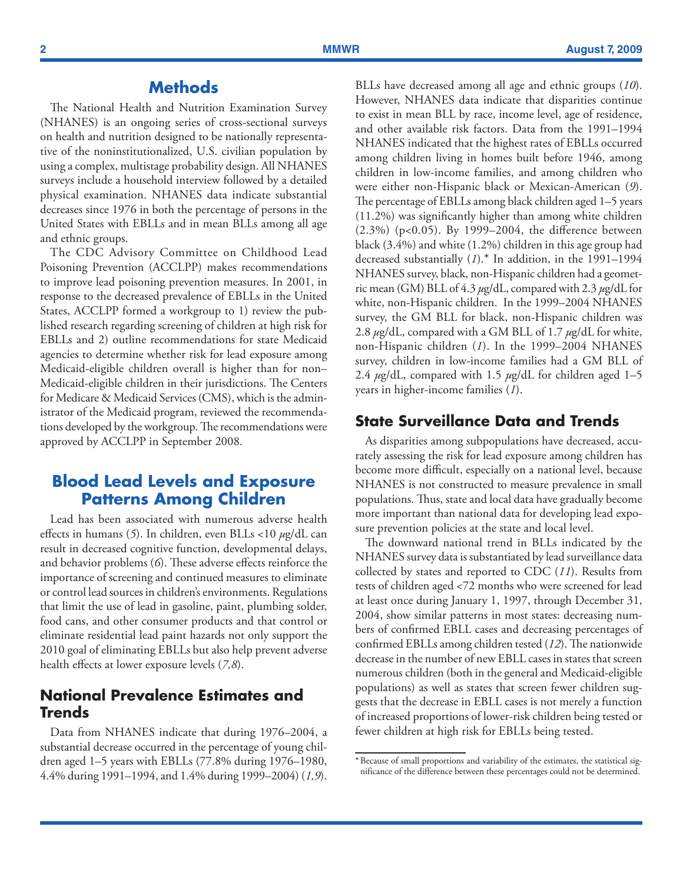## Methods

The National Health and Nutrition Examination Survey (NHANES) is an ongoing series of cross-sectional surveys on health and nutrition designed to be nationally representative of the noninstitutionalized, U.S. civilian population by using a complex, multistage probability design. All NHANES surveys include a household interview followed by a detailed physical examination. NHANES data indicate substantial decreases since 1976 in both the percentage of persons in the United States with EBLLs and in mean BLLs among all age and ethnic groups.

The CDC Advisory Committee on Childhood Lead Poisoning Prevention (ACCLPP) makes recommendations to improve lead poisoning prevention measures. In 2001, in response to the decreased prevalence of EBLLs in the United States, ACCLPP formed a workgroup to 1) review the published research regarding screening of children at high risk for EBLLs and 2) outline recommendations for state Medicaid agencies to determine whether risk for lead exposure among Medicaid-eligible children overall is higher than for non–Medicaid-eligible children in their jurisdictions. The Centers for Medicare & Medicaid Services (CMS), which is the administrator of the Medicaid program, reviewed the recommendations developed by the workgroup. The recommendations were approved by ACCLPP in September 2008.

## Blood Lead Levels and Exposure Patterns Among Children

Lead has been associated with numerous adverse health effects in humans (*5*). In children, even BLLs <10 *µ*g/dL can result in decreased cognitive function, developmental delays, and behavior problems (*6*). These adverse effects reinforce the importance of screening and continued measures to eliminate or control lead sources in children's environments. Regulations that limit the use of lead in gasoline, paint, plumbing solder, food cans, and other consumer products and that control or eliminate residential lead paint hazards not only support the 2010 goal of eliminating EBLLs but also help prevent adverse health effects at lower exposure levels (*7,8*).

### National Prevalence Estimates and Trends

Data from NHANES indicate that during 1976–2004, a substantial decrease occurred in the percentage of young children aged 1–5 years with EBLLs (77.8% during 1976–1980, 4.4% during 1991–1994, and 1.4% during 1999–2004) (*1,9*). BLLs have decreased among all age and ethnic groups (*10*). However, NHANES data indicate that disparities continue to exist in mean BLL by race, income level, age of residence, and other available risk factors. Data from the 1991–1994 NHANES indicated that the highest rates of EBLLs occurred among children living in homes built before 1946, among children in low-income families, and among children who were either non-Hispanic black or Mexican-American (*9*). The percentage of EBLLs among black children aged 1–5 years (11.2%) was significantly higher than among white children (2.3%) ($p<0.05$). By 1999–2004, the difference between black (3.4%) and white (1.2%) children in this age group had decreased substantially (*1*).* In addition, in the 1991–1994 NHANES survey, black, non-Hispanic children had a geometric mean (GM) BLL of 4.3 *µ*g/dL, compared with 2.3 *µ*g/dL for white, non-Hispanic children. In the 1999–2004 NHANES survey, the GM BLL for black, non-Hispanic children was 2.8 *µ*g/dL, compared with a GM BLL of 1.7 *µ*g/dL for white, non-Hispanic children (*1*). In the 1999–2004 NHANES survey, children in low-income families had a GM BLL of 2.4 *µ*g/dL, compared with 1.5 *µ*g/dL for children aged 1–5 years in higher-income families (*1*).

### State Surveillance Data and Trends

As disparities among subpopulations have decreased, accurately assessing the risk for lead exposure among children has become more difficult, especially on a national level, because NHANES is not constructed to measure prevalence in small populations. Thus, state and local data have gradually become more important than national data for developing lead exposure prevention policies at the state and local level.

The downward national trend in BLLs indicated by the NHANES survey data is substantiated by lead surveillance data collected by states and reported to CDC (*11*). Results from tests of children aged <72 months who were screened for lead at least once during January 1, 1997, through December 31, 2004, show similar patterns in most states: decreasing numbers of confirmed EBLL cases and decreasing percentages of confirmed EBLLs among children tested (*12*). The nationwide decrease in the number of new EBLL cases in states that screen numerous children (both in the general and Medicaid-eligible populations) as well as states that screen fewer children suggests that the decrease in EBLL cases is not merely a function of increased proportions of lower-risk children being tested or fewer children at high risk for EBLLs being tested.

* Because of small proportions and variability of the estimates, the statistical significance of the difference between these percentages could not be determined.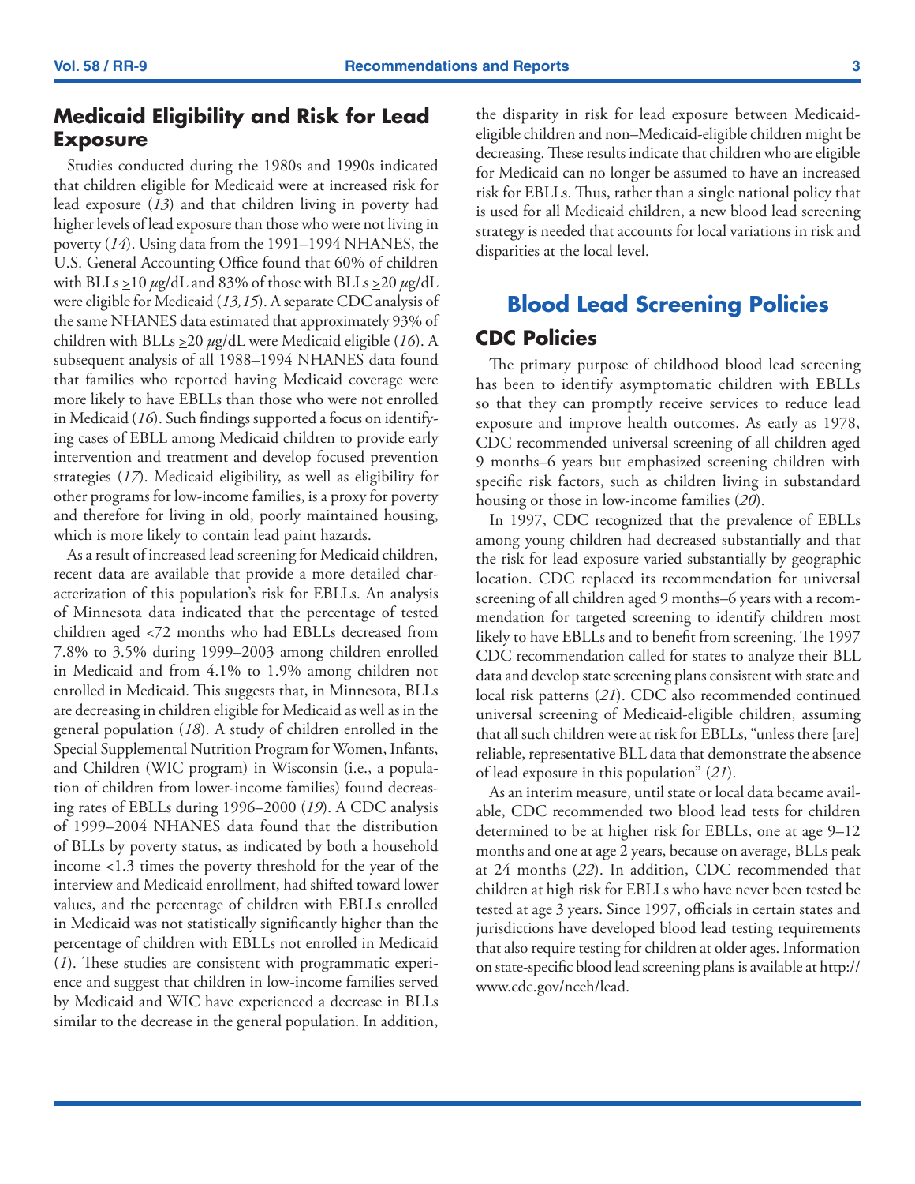## Medicaid Eligibility and Risk for Lead Exposure

Studies conducted during the 1980s and 1990s indicated that children eligible for Medicaid were at increased risk for lead exposure (*13*) and that children living in poverty had higher levels of lead exposure than those who were not living in poverty (*14*). Using data from the 1991–1994 NHANES, the U.S. General Accounting Office found that 60% of children with BLLs $\geq$10 $\mu$g/dL and 83% of those with BLLs $\geq$20 $\mu$g/dL were eligible for Medicaid (*13,15*). A separate CDC analysis of the same NHANES data estimated that approximately 93% of children with BLLs $\geq$20 $\mu$g/dL were Medicaid eligible (*16*). A subsequent analysis of all 1988–1994 NHANES data found that families who reported having Medicaid coverage were more likely to have EBLLs than those who were not enrolled in Medicaid (*16*). Such findings supported a focus on identifying cases of EBLL among Medicaid children to provide early intervention and treatment and develop focused prevention strategies (*17*). Medicaid eligibility, as well as eligibility for other programs for low-income families, is a proxy for poverty and therefore for living in old, poorly maintained housing, which is more likely to contain lead paint hazards.

As a result of increased lead screening for Medicaid children, recent data are available that provide a more detailed characterization of this population's risk for EBLLs. An analysis of Minnesota data indicated that the percentage of tested children aged <72 months who had EBLLs decreased from 7.8% to 3.5% during 1999–2003 among children enrolled in Medicaid and from 4.1% to 1.9% among children not enrolled in Medicaid. This suggests that, in Minnesota, BLLs are decreasing in children eligible for Medicaid as well as in the general population (*18*). A study of children enrolled in the Special Supplemental Nutrition Program for Women, Infants, and Children (WIC program) in Wisconsin (i.e., a population of children from lower-income families) found decreasing rates of EBLLs during 1996–2000 (*19*). A CDC analysis of 1999–2004 NHANES data found that the distribution of BLLs by poverty status, as indicated by both a household income <1.3 times the poverty threshold for the year of the interview and Medicaid enrollment, had shifted toward lower values, and the percentage of children with EBLLs enrolled in Medicaid was not statistically significantly higher than the percentage of children with EBLLs not enrolled in Medicaid (*1*). These studies are consistent with programmatic experience and suggest that children in low-income families served by Medicaid and WIC have experienced a decrease in BLLs similar to the decrease in the general population. In addition, the disparity in risk for lead exposure between Medicaid-eligible children and non–Medicaid-eligible children might be decreasing. These results indicate that children who are eligible for Medicaid can no longer be assumed to have an increased risk for EBLLs. Thus, rather than a single national policy that is used for all Medicaid children, a new blood lead screening strategy is needed that accounts for local variations in risk and disparities at the local level.

# Blood Lead Screening Policies

## CDC Policies

The primary purpose of childhood blood lead screening has been to identify asymptomatic children with EBLLs so that they can promptly receive services to reduce lead exposure and improve health outcomes. As early as 1978, CDC recommended universal screening of all children aged 9 months–6 years but emphasized screening children with specific risk factors, such as children living in substandard housing or those in low-income families (*20*).

In 1997, CDC recognized that the prevalence of EBLLs among young children had decreased substantially and that the risk for lead exposure varied substantially by geographic location. CDC replaced its recommendation for universal screening of all children aged 9 months–6 years with a recommendation for targeted screening to identify children most likely to have EBLLs and to benefit from screening. The 1997 CDC recommendation called for states to analyze their BLL data and develop state screening plans consistent with state and local risk patterns (*21*). CDC also recommended continued universal screening of Medicaid-eligible children, assuming that all such children were at risk for EBLLs, "unless there [are] reliable, representative BLL data that demonstrate the absence of lead exposure in this population" (*21*).

As an interim measure, until state or local data became available, CDC recommended two blood lead tests for children determined to be at higher risk for EBLLs, one at age 9–12 months and one at age 2 years, because on average, BLLs peak at 24 months (*22*). In addition, CDC recommended that children at high risk for EBLLs who have never been tested be tested at age 3 years. Since 1997, officials in certain states and jurisdictions have developed blood lead testing requirements that also require testing for children at older ages. Information on state-specific blood lead screening plans is available at http://www.cdc.gov/nceh/lead.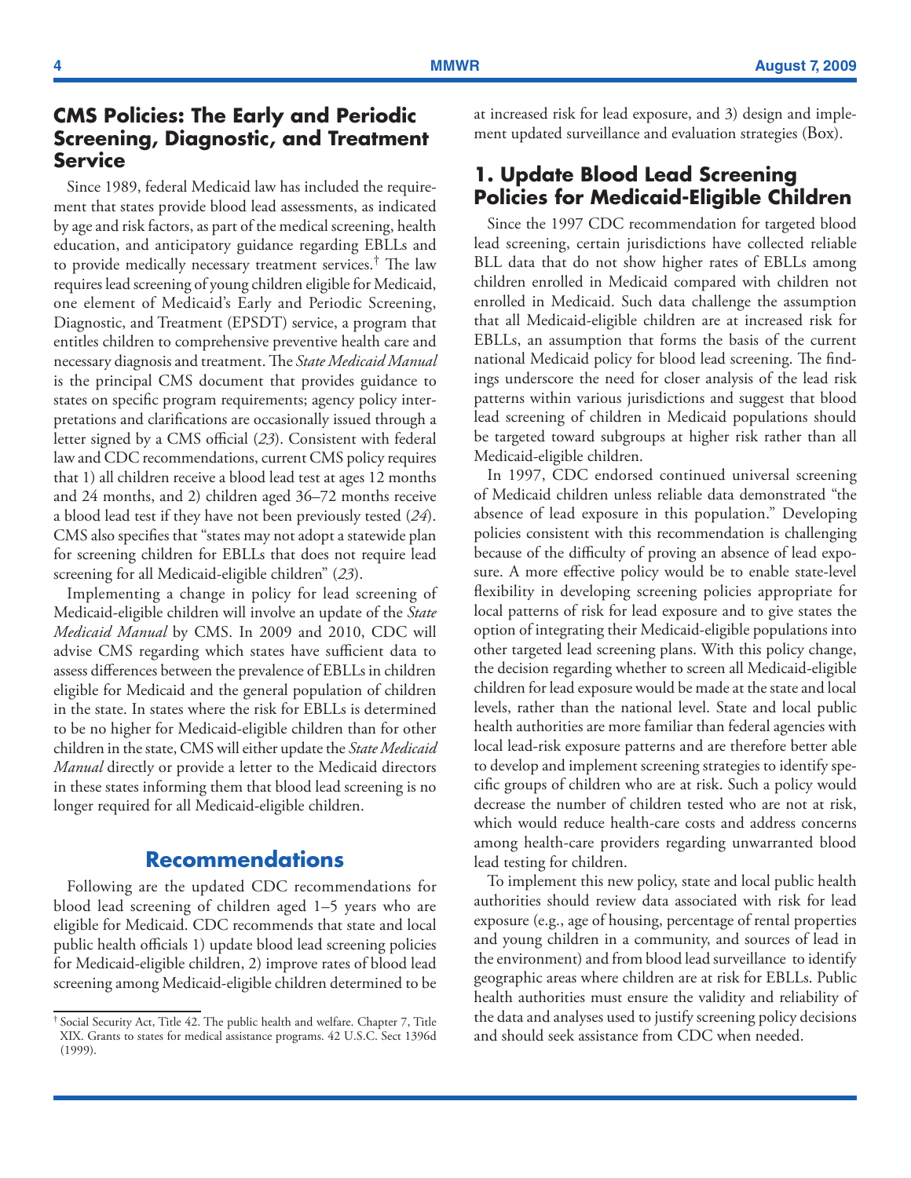## CMS Policies: The Early and Periodic Screening, Diagnostic, and Treatment Service

Since 1989, federal Medicaid law has included the requirement that states provide blood lead assessments, as indicated by age and risk factors, as part of the medical screening, health education, and anticipatory guidance regarding EBLLs and to provide medically necessary treatment services.[†] The law requires lead screening of young children eligible for Medicaid, one element of Medicaid's Early and Periodic Screening, Diagnostic, and Treatment (EPSDT) service, a program that entitles children to comprehensive preventive health care and necessary diagnosis and treatment. The *State Medicaid Manual* is the principal CMS document that provides guidance to states on specific program requirements; agency policy interpretations and clarifications are occasionally issued through a letter signed by a CMS official (*23*). Consistent with federal law and CDC recommendations, current CMS policy requires that 1) all children receive a blood lead test at ages 12 months and 24 months, and 2) children aged 36–72 months receive a blood lead test if they have not been previously tested (*24*). CMS also specifies that "states may not adopt a statewide plan for screening children for EBLLs that does not require lead screening for all Medicaid-eligible children" (*23*).

Implementing a change in policy for lead screening of Medicaid-eligible children will involve an update of the *State Medicaid Manual* by CMS. In 2009 and 2010, CDC will advise CMS regarding which states have sufficient data to assess differences between the prevalence of EBLLs in children eligible for Medicaid and the general population of children in the state. In states where the risk for EBLLs is determined to be no higher for Medicaid-eligible children than for other children in the state, CMS will either update the *State Medicaid Manual* directly or provide a letter to the Medicaid directors in these states informing them that blood lead screening is no longer required for all Medicaid-eligible children.

## Recommendations

Following are the updated CDC recommendations for blood lead screening of children aged 1–5 years who are eligible for Medicaid. CDC recommends that state and local public health officials 1) update blood lead screening policies for Medicaid-eligible children, 2) improve rates of blood lead screening among Medicaid-eligible children determined to be at increased risk for lead exposure, and 3) design and implement updated surveillance and evaluation strategies (Box).

### 1. Update Blood Lead Screening Policies for Medicaid-Eligible Children

Since the 1997 CDC recommendation for targeted blood lead screening, certain jurisdictions have collected reliable BLL data that do not show higher rates of EBLLs among children enrolled in Medicaid compared with children not enrolled in Medicaid. Such data challenge the assumption that all Medicaid-eligible children are at increased risk for EBLLs, an assumption that forms the basis of the current national Medicaid policy for blood lead screening. The findings underscore the need for closer analysis of the lead risk patterns within various jurisdictions and suggest that blood lead screening of children in Medicaid populations should be targeted toward subgroups at higher risk rather than all Medicaid-eligible children.

In 1997, CDC endorsed continued universal screening of Medicaid children unless reliable data demonstrated "the absence of lead exposure in this population." Developing policies consistent with this recommendation is challenging because of the difficulty of proving an absence of lead exposure. A more effective policy would be to enable state-level flexibility in developing screening policies appropriate for local patterns of risk for lead exposure and to give states the option of integrating their Medicaid-eligible populations into other targeted lead screening plans. With this policy change, the decision regarding whether to screen all Medicaid-eligible children for lead exposure would be made at the state and local levels, rather than the national level. State and local public health authorities are more familiar than federal agencies with local lead-risk exposure patterns and are therefore better able to develop and implement screening strategies to identify specific groups of children who are at risk. Such a policy would decrease the number of children tested who are not at risk, which would reduce health-care costs and address concerns among health-care providers regarding unwarranted blood lead testing for children.

To implement this new policy, state and local public health authorities should review data associated with risk for lead exposure (e.g., age of housing, percentage of rental properties and young children in a community, and sources of lead in the environment) and from blood lead surveillance to identify geographic areas where children are at risk for EBLLs. Public health authorities must ensure the validity and reliability of the data and analyses used to justify screening policy decisions and should seek assistance from CDC when needed.

[†] Social Security Act, Title 42. The public health and welfare. Chapter 7, Title XIX. Grants to states for medical assistance programs. 42 U.S.C. Sect 1396d (1999).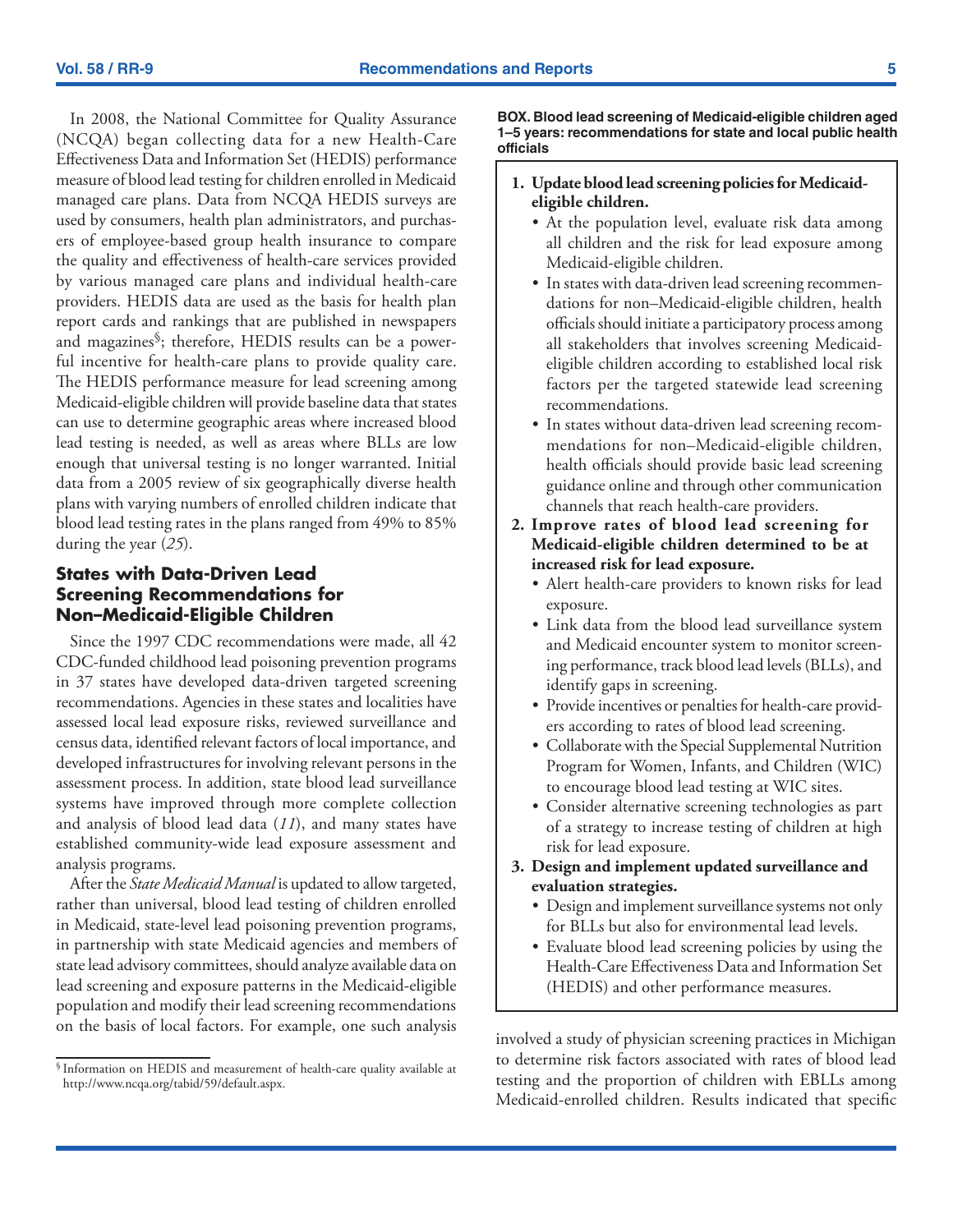In 2008, the National Committee for Quality Assurance (NCQA) began collecting data for a new Health-Care Effectiveness Data and Information Set (HEDIS) performance measure of blood lead testing for children enrolled in Medicaid managed care plans. Data from NCQA HEDIS surveys are used by consumers, health plan administrators, and purchasers of employee-based group health insurance to compare the quality and effectiveness of health-care services provided by various managed care plans and individual health-care providers. HEDIS data are used as the basis for health plan report cards and rankings that are published in newspapers and magazines[§]; therefore, HEDIS results can be a powerful incentive for health-care plans to provide quality care. The HEDIS performance measure for lead screening among Medicaid-eligible children will provide baseline data that states can use to determine geographic areas where increased blood lead testing is needed, as well as areas where BLLs are low enough that universal testing is no longer warranted. Initial data from a 2005 review of six geographically diverse health plans with varying numbers of enrolled children indicate that blood lead testing rates in the plans ranged from 49% to 85% during the year (*25*).

## States with Data-Driven Lead Screening Recommendations for Non–Medicaid-Eligible Children

Since the 1997 CDC recommendations were made, all 42 CDC-funded childhood lead poisoning prevention programs in 37 states have developed data-driven targeted screening recommendations. Agencies in these states and localities have assessed local lead exposure risks, reviewed surveillance and census data, identified relevant factors of local importance, and developed infrastructures for involving relevant persons in the assessment process. In addition, state blood lead surveillance systems have improved through more complete collection and analysis of blood lead data (*11*), and many states have established community-wide lead exposure assessment and analysis programs.

After the *State Medicaid Manual* is updated to allow targeted, rather than universal, blood lead testing of children enrolled in Medicaid, state-level lead poisoning prevention programs, in partnership with state Medicaid agencies and members of state lead advisory committees, should analyze available data on lead screening and exposure patterns in the Medicaid-eligible population and modify their lead screening recommendations on the basis of local factors. For example, one such analysis involved a study of physician screening practices in Michigan to determine risk factors associated with rates of blood lead testing and the proportion of children with EBLLs among Medicaid-enrolled children. Results indicated that specific

**BOX. Blood lead screening of Medicaid-eligible children aged 1–5 years: recommendations for state and local public health officials**

1. **Update blood lead screening policies for Medicaid-eligible children.**
   - At the population level, evaluate risk data among all children and the risk for lead exposure among Medicaid-eligible children.
   - In states with data-driven lead screening recommendations for non–Medicaid-eligible children, health officials should initiate a participatory process among all stakeholders that involves screening Medicaid-eligible children according to established local risk factors per the targeted statewide lead screening recommendations.
   - In states without data-driven lead screening recommendations for non–Medicaid-eligible children, health officials should provide basic lead screening guidance online and through other communication channels that reach health-care providers.
2. **Improve rates of blood lead screening for Medicaid-eligible children determined to be at increased risk for lead exposure.**
   - Alert health-care providers to known risks for lead exposure.
   - Link data from the blood lead surveillance system and Medicaid encounter system to monitor screening performance, track blood lead levels (BLLs), and identify gaps in screening.
   - Provide incentives or penalties for health-care providers according to rates of blood lead screening.
   - Collaborate with the Special Supplemental Nutrition Program for Women, Infants, and Children (WIC) to encourage blood lead testing at WIC sites.
   - Consider alternative screening technologies as part of a strategy to increase testing of children at high risk for lead exposure.
3. **Design and implement updated surveillance and evaluation strategies.**
   - Design and implement surveillance systems not only for BLLs but also for environmental lead levels.
   - Evaluate blood lead screening policies by using the Health-Care Effectiveness Data and Information Set (HEDIS) and other performance measures.

---

[§] Information on HEDIS and measurement of health-care quality available at http://www.ncqa.org/tabid/59/default.aspx.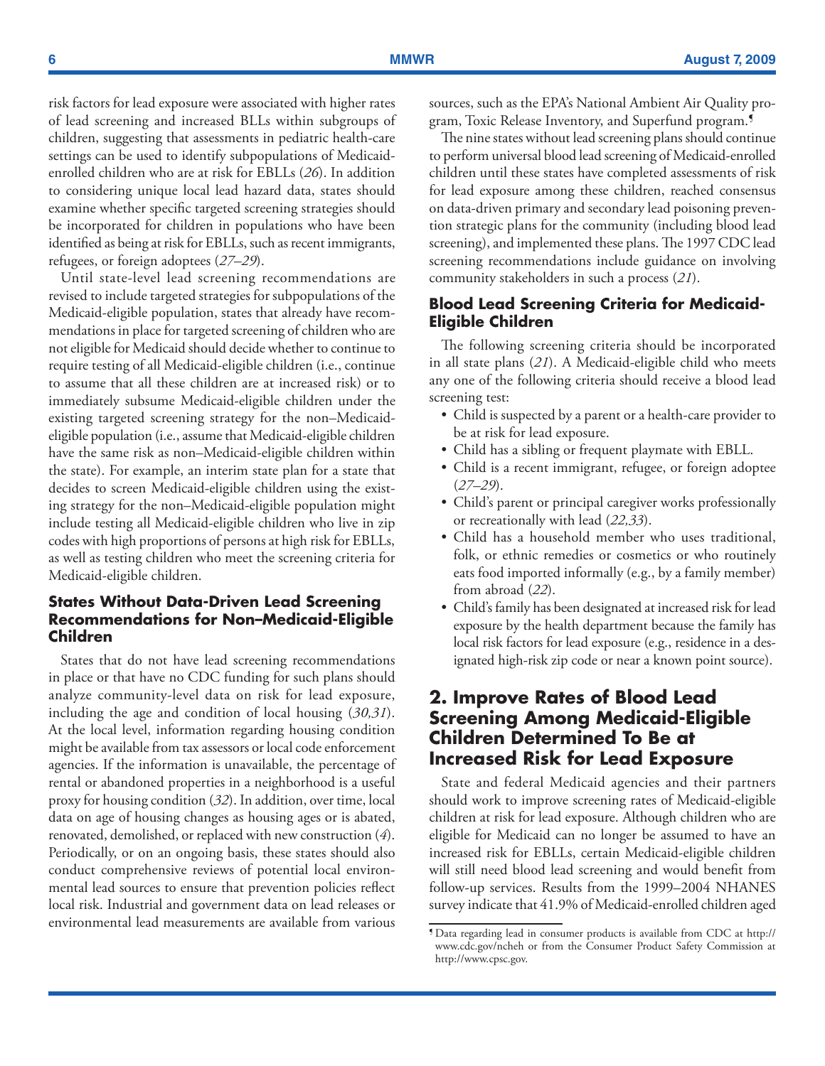risk factors for lead exposure were associated with higher rates of lead screening and increased BLLs within subgroups of children, suggesting that assessments in pediatric health-care settings can be used to identify subpopulations of Medicaid-enrolled children who are at risk for EBLLs (*26*). In addition to considering unique local lead hazard data, states should examine whether specific targeted screening strategies should be incorporated for children in populations who have been identified as being at risk for EBLLs, such as recent immigrants, refugees, or foreign adoptees (*27–29*).

Until state-level lead screening recommendations are revised to include targeted strategies for subpopulations of the Medicaid-eligible population, states that already have recommendations in place for targeted screening of children who are not eligible for Medicaid should decide whether to continue to require testing of all Medicaid-eligible children (i.e., continue to assume that all these children are at increased risk) or to immediately subsume Medicaid-eligible children under the existing targeted screening strategy for the non–Medicaid-eligible population (i.e., assume that Medicaid-eligible children have the same risk as non–Medicaid-eligible children within the state). For example, an interim state plan for a state that decides to screen Medicaid-eligible children using the existing strategy for the non–Medicaid-eligible population might include testing all Medicaid-eligible children who live in zip codes with high proportions of persons at high risk for EBLLs, as well as testing children who meet the screening criteria for Medicaid-eligible children.

### States Without Data-Driven Lead Screening Recommendations for Non–Medicaid-Eligible Children

States that do not have lead screening recommendations in place or that have no CDC funding for such plans should analyze community-level data on risk for lead exposure, including the age and condition of local housing (*30,31*). At the local level, information regarding housing condition might be available from tax assessors or local code enforcement agencies. If the information is unavailable, the percentage of rental or abandoned properties in a neighborhood is a useful proxy for housing condition (*32*). In addition, over time, local data on age of housing changes as housing ages or is abated, renovated, demolished, or replaced with new construction (*4*). Periodically, or on an ongoing basis, these states should also conduct comprehensive reviews of potential local environmental lead sources to ensure that prevention policies reflect local risk. Industrial and government data on lead releases or environmental lead measurements are available from various sources, such as the EPA's National Ambient Air Quality program, Toxic Release Inventory, and Superfund program.¶

The nine states without lead screening plans should continue to perform universal blood lead screening of Medicaid-enrolled children until these states have completed assessments of risk for lead exposure among these children, reached consensus on data-driven primary and secondary lead poisoning prevention strategic plans for the community (including blood lead screening), and implemented these plans. The 1997 CDC lead screening recommendations include guidance on involving community stakeholders in such a process (*21*).

### Blood Lead Screening Criteria for Medicaid-Eligible Children

The following screening criteria should be incorporated in all state plans (*21*). A Medicaid-eligible child who meets any one of the following criteria should receive a blood lead screening test:

- Child is suspected by a parent or a health-care provider to be at risk for lead exposure.
- Child has a sibling or frequent playmate with EBLL.
- Child is a recent immigrant, refugee, or foreign adoptee (*27–29*).
- Child's parent or principal caregiver works professionally or recreationally with lead (*22,33*).
- Child has a household member who uses traditional, folk, or ethnic remedies or cosmetics or who routinely eats food imported informally (e.g., by a family member) from abroad (*22*).
- Child's family has been designated at increased risk for lead exposure by the health department because the family has local risk factors for lead exposure (e.g., residence in a designated high-risk zip code or near a known point source).

## 2. Improve Rates of Blood Lead Screening Among Medicaid-Eligible Children Determined To Be at Increased Risk for Lead Exposure

State and federal Medicaid agencies and their partners should work to improve screening rates of Medicaid-eligible children at risk for lead exposure. Although children who are eligible for Medicaid can no longer be assumed to have an increased risk for EBLLs, certain Medicaid-eligible children will still need blood lead screening and would benefit from follow-up services. Results from the 1999–2004 NHANES survey indicate that 41.9% of Medicaid-enrolled children aged

¶ Data regarding lead in consumer products is available from CDC at http://www.cdc.gov/ncheh or from the Consumer Product Safety Commission at http://www.cpsc.gov.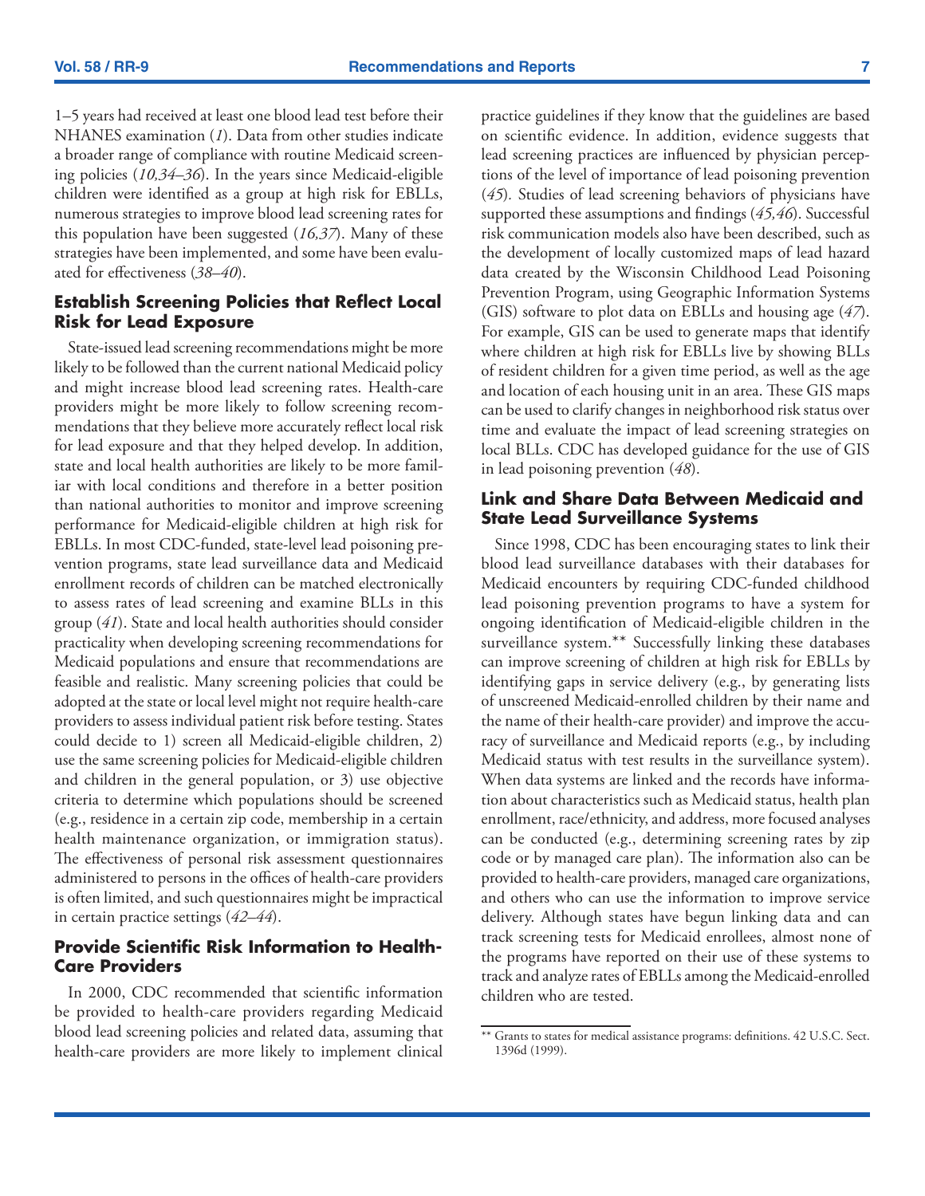1–5 years had received at least one blood lead test before their NHANES examination (*1*). Data from other studies indicate a broader range of compliance with routine Medicaid screening policies (*10,34–36*). In the years since Medicaid-eligible children were identified as a group at high risk for EBLLs, numerous strategies to improve blood lead screening rates for this population have been suggested (*16,37*). Many of these strategies have been implemented, and some have been evaluated for effectiveness (*38–40*).

### Establish Screening Policies that Reflect Local Risk for Lead Exposure

State-issued lead screening recommendations might be more likely to be followed than the current national Medicaid policy and might increase blood lead screening rates. Health-care providers might be more likely to follow screening recommendations that they believe more accurately reflect local risk for lead exposure and that they helped develop. In addition, state and local health authorities are likely to be more familiar with local conditions and therefore in a better position than national authorities to monitor and improve screening performance for Medicaid-eligible children at high risk for EBLLs. In most CDC-funded, state-level lead poisoning prevention programs, state lead surveillance data and Medicaid enrollment records of children can be matched electronically to assess rates of lead screening and examine BLLs in this group (*41*). State and local health authorities should consider practicality when developing screening recommendations for Medicaid populations and ensure that recommendations are feasible and realistic. Many screening policies that could be adopted at the state or local level might not require health-care providers to assess individual patient risk before testing. States could decide to 1) screen all Medicaid-eligible children, 2) use the same screening policies for Medicaid-eligible children and children in the general population, or 3) use objective criteria to determine which populations should be screened (e.g., residence in a certain zip code, membership in a certain health maintenance organization, or immigration status). The effectiveness of personal risk assessment questionnaires administered to persons in the offices of health-care providers is often limited, and such questionnaires might be impractical in certain practice settings (*42–44*).

### Provide Scientific Risk Information to Health-Care Providers

In 2000, CDC recommended that scientific information be provided to health-care providers regarding Medicaid blood lead screening policies and related data, assuming that health-care providers are more likely to implement clinical practice guidelines if they know that the guidelines are based on scientific evidence. In addition, evidence suggests that lead screening practices are influenced by physician perceptions of the level of importance of lead poisoning prevention (*45*). Studies of lead screening behaviors of physicians have supported these assumptions and findings (*45,46*). Successful risk communication models also have been described, such as the development of locally customized maps of lead hazard data created by the Wisconsin Childhood Lead Poisoning Prevention Program, using Geographic Information Systems (GIS) software to plot data on EBLLs and housing age (*47*). For example, GIS can be used to generate maps that identify where children at high risk for EBLLs live by showing BLLs of resident children for a given time period, as well as the age and location of each housing unit in an area. These GIS maps can be used to clarify changes in neighborhood risk status over time and evaluate the impact of lead screening strategies on local BLLs. CDC has developed guidance for the use of GIS in lead poisoning prevention (*48*).

### Link and Share Data Between Medicaid and State Lead Surveillance Systems

Since 1998, CDC has been encouraging states to link their blood lead surveillance databases with their databases for Medicaid encounters by requiring CDC-funded childhood lead poisoning prevention programs to have a system for ongoing identification of Medicaid-eligible children in the surveillance system.** Successfully linking these databases can improve screening of children at high risk for EBLLs by identifying gaps in service delivery (e.g., by generating lists of unscreened Medicaid-enrolled children by their name and the name of their health-care provider) and improve the accuracy of surveillance and Medicaid reports (e.g., by including Medicaid status with test results in the surveillance system). When data systems are linked and the records have information about characteristics such as Medicaid status, health plan enrollment, race/ethnicity, and address, more focused analyses can be conducted (e.g., determining screening rates by zip code or by managed care plan). The information also can be provided to health-care providers, managed care organizations, and others who can use the information to improve service delivery. Although states have begun linking data and can track screening tests for Medicaid enrollees, almost none of the programs have reported on their use of these systems to track and analyze rates of EBLLs among the Medicaid-enrolled children who are tested.

---

** Grants to states for medical assistance programs: definitions. 42 U.S.C. Sect. 1396d (1999).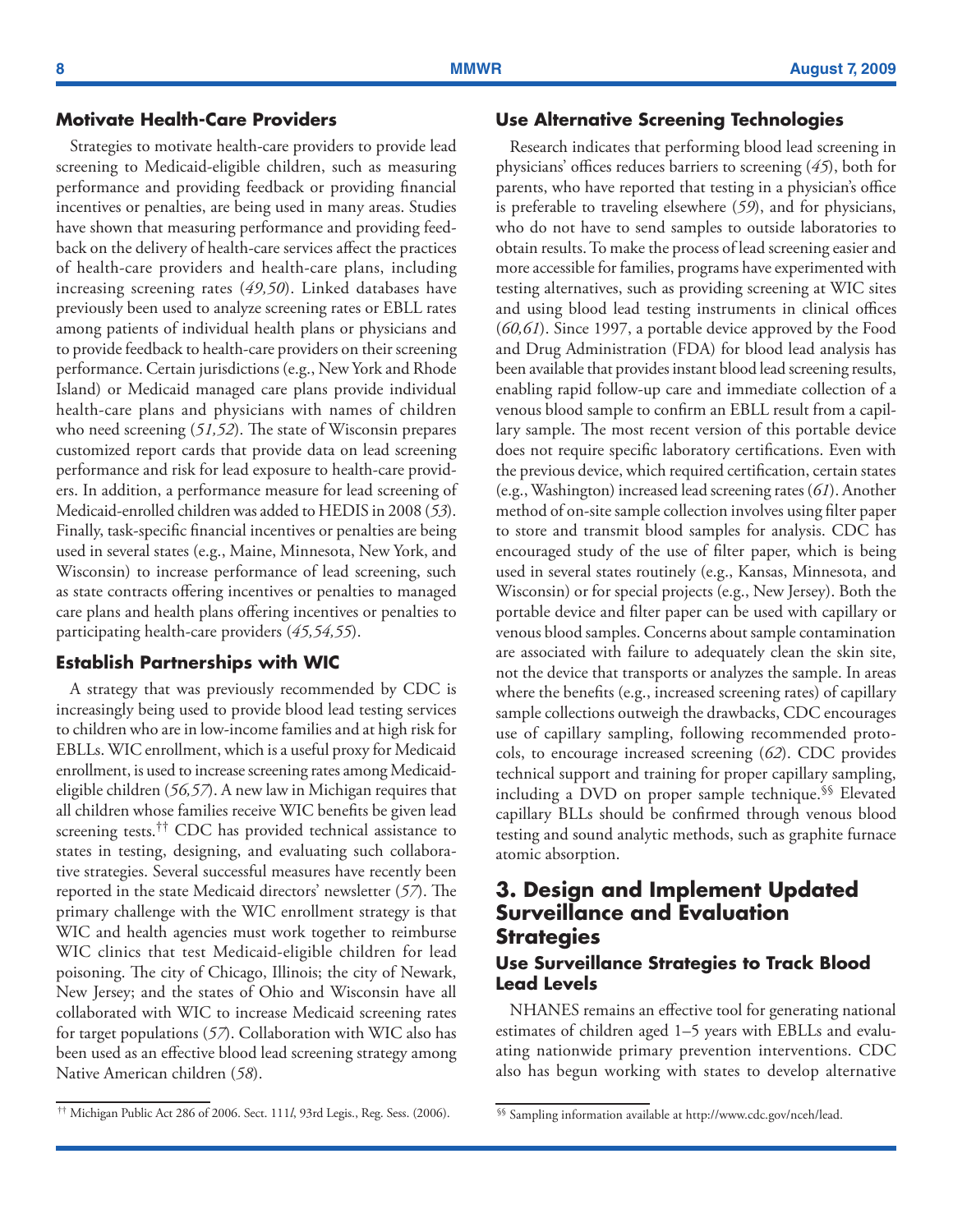### Motivate Health-Care Providers

Strategies to motivate health-care providers to provide lead screening to Medicaid-eligible children, such as measuring performance and providing feedback or providing financial incentives or penalties, are being used in many areas. Studies have shown that measuring performance and providing feedback on the delivery of health-care services affect the practices of health-care providers and health-care plans, including increasing screening rates (*49,50*). Linked databases have previously been used to analyze screening rates or EBLL rates among patients of individual health plans or physicians and to provide feedback to health-care providers on their screening performance. Certain jurisdictions (e.g., New York and Rhode Island) or Medicaid managed care plans provide individual health-care plans and physicians with names of children who need screening (*51,52*). The state of Wisconsin prepares customized report cards that provide data on lead screening performance and risk for lead exposure to health-care providers. In addition, a performance measure for lead screening of Medicaid-enrolled children was added to HEDIS in 2008 (*53*). Finally, task-specific financial incentives or penalties are being used in several states (e.g., Maine, Minnesota, New York, and Wisconsin) to increase performance of lead screening, such as state contracts offering incentives or penalties to managed care plans and health plans offering incentives or penalties to participating health-care providers (*45,54,55*).

### Establish Partnerships with WIC

A strategy that was previously recommended by CDC is increasingly being used to provide blood lead testing services to children who are in low-income families and at high risk for EBLLs. WIC enrollment, which is a useful proxy for Medicaid enrollment, is used to increase screening rates among Medicaid-eligible children (*56,57*). A new law in Michigan requires that all children whose families receive WIC benefits be given lead screening tests.[††] CDC has provided technical assistance to states in testing, designing, and evaluating such collaborative strategies. Several successful measures have recently been reported in the state Medicaid directors' newsletter (*57*). The primary challenge with the WIC enrollment strategy is that WIC and health agencies must work together to reimburse WIC clinics that test Medicaid-eligible children for lead poisoning. The city of Chicago, Illinois; the city of Newark, New Jersey; and the states of Ohio and Wisconsin have all collaborated with WIC to increase Medicaid screening rates for target populations (*57*). Collaboration with WIC also has been used as an effective blood lead screening strategy among Native American children (*58*).

[††] Michigan Public Act 286 of 2006. Sect. 111*l*, 93rd Legis., Reg. Sess. (2006).

### Use Alternative Screening Technologies

Research indicates that performing blood lead screening in physicians' offices reduces barriers to screening (*45*), both for parents, who have reported that testing in a physician's office is preferable to traveling elsewhere (*59*), and for physicians, who do not have to send samples to outside laboratories to obtain results. To make the process of lead screening easier and more accessible for families, programs have experimented with testing alternatives, such as providing screening at WIC sites and using blood lead testing instruments in clinical offices (*60,61*). Since 1997, a portable device approved by the Food and Drug Administration (FDA) for blood lead analysis has been available that provides instant blood lead screening results, enabling rapid follow-up care and immediate collection of a venous blood sample to confirm an EBLL result from a capillary sample. The most recent version of this portable device does not require specific laboratory certifications. Even with the previous device, which required certification, certain states (e.g., Washington) increased lead screening rates (*61*). Another method of on-site sample collection involves using filter paper to store and transmit blood samples for analysis. CDC has encouraged study of the use of filter paper, which is being used in several states routinely (e.g., Kansas, Minnesota, and Wisconsin) or for special projects (e.g., New Jersey). Both the portable device and filter paper can be used with capillary or venous blood samples. Concerns about sample contamination are associated with failure to adequately clean the skin site, not the device that transports or analyzes the sample. In areas where the benefits (e.g., increased screening rates) of capillary sample collections outweigh the drawbacks, CDC encourages use of capillary sampling, following recommended protocols, to encourage increased screening (*62*). CDC provides technical support and training for proper capillary sampling, including a DVD on proper sample technique.[§§] Elevated capillary BLLs should be confirmed through venous blood testing and sound analytic methods, such as graphite furnace atomic absorption.

[§§] Sampling information available at http://www.cdc.gov/nceh/lead.

## 3. Design and Implement Updated Surveillance and Evaluation Strategies

### Use Surveillance Strategies to Track Blood Lead Levels

NHANES remains an effective tool for generating national estimates of children aged 1–5 years with EBLLs and evaluating nationwide primary prevention interventions. CDC also has begun working with states to develop alternative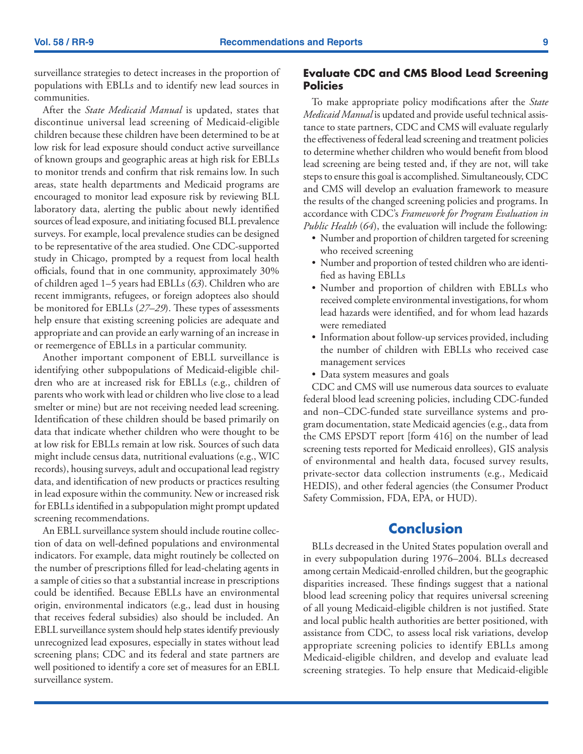surveillance strategies to detect increases in the proportion of populations with EBLLs and to identify new lead sources in communities.

After the *State Medicaid Manual* is updated, states that discontinue universal lead screening of Medicaid-eligible children because these children have been determined to be at low risk for lead exposure should conduct active surveillance of known groups and geographic areas at high risk for EBLLs to monitor trends and confirm that risk remains low. In such areas, state health departments and Medicaid programs are encouraged to monitor lead exposure risk by reviewing BLL laboratory data, alerting the public about newly identified sources of lead exposure, and initiating focused BLL prevalence surveys. For example, local prevalence studies can be designed to be representative of the area studied. One CDC-supported study in Chicago, prompted by a request from local health officials, found that in one community, approximately 30% of children aged 1–5 years had EBLLs (*63*). Children who are recent immigrants, refugees, or foreign adoptees also should be monitored for EBLLs (*27–29*). These types of assessments help ensure that existing screening policies are adequate and appropriate and can provide an early warning of an increase in or reemergence of EBLLs in a particular community.

Another important component of EBLL surveillance is identifying other subpopulations of Medicaid-eligible children who are at increased risk for EBLLs (e.g., children of parents who work with lead or children who live close to a lead smelter or mine) but are not receiving needed lead screening. Identification of these children should be based primarily on data that indicate whether children who were thought to be at low risk for EBLLs remain at low risk. Sources of such data might include census data, nutritional evaluations (e.g., WIC records), housing surveys, adult and occupational lead registry data, and identification of new products or practices resulting in lead exposure within the community. New or increased risk for EBLLs identified in a subpopulation might prompt updated screening recommendations.

An EBLL surveillance system should include routine collection of data on well-defined populations and environmental indicators. For example, data might routinely be collected on the number of prescriptions filled for lead-chelating agents in a sample of cities so that a substantial increase in prescriptions could be identified. Because EBLLs have an environmental origin, environmental indicators (e.g., lead dust in housing that receives federal subsidies) also should be included. An EBLL surveillance system should help states identify previously unrecognized lead exposures, especially in states without lead screening plans; CDC and its federal and state partners are well positioned to identify a core set of measures for an EBLL surveillance system.

### Evaluate CDC and CMS Blood Lead Screening Policies

To make appropriate policy modifications after the *State Medicaid Manual* is updated and provide useful technical assistance to state partners, CDC and CMS will evaluate regularly the effectiveness of federal lead screening and treatment policies to determine whether children who would benefit from blood lead screening are being tested and, if they are not, will take steps to ensure this goal is accomplished. Simultaneously, CDC and CMS will develop an evaluation framework to measure the results of the changed screening policies and programs. In accordance with CDC's *Framework for Program Evaluation in Public Health* (*64*), the evaluation will include the following:

- Number and proportion of children targeted for screening who received screening
- Number and proportion of tested children who are identified as having EBLLs
- Number and proportion of children with EBLLs who received complete environmental investigations, for whom lead hazards were identified, and for whom lead hazards were remediated
- Information about follow-up services provided, including the number of children with EBLLs who received case management services
- Data system measures and goals

CDC and CMS will use numerous data sources to evaluate federal blood lead screening policies, including CDC-funded and non–CDC-funded state surveillance systems and program documentation, state Medicaid agencies (e.g., data from the CMS EPSDT report [form 416] on the number of lead screening tests reported for Medicaid enrollees), GIS analysis of environmental and health data, focused survey results, private-sector data collection instruments (e.g., Medicaid HEDIS), and other federal agencies (the Consumer Product Safety Commission, FDA, EPA, or HUD).

## Conclusion

BLLs decreased in the United States population overall and in every subpopulation during 1976–2004. BLLs decreased among certain Medicaid-enrolled children, but the geographic disparities increased. These findings suggest that a national blood lead screening policy that requires universal screening of all young Medicaid-eligible children is not justified. State and local public health authorities are better positioned, with assistance from CDC, to assess local risk variations, develop appropriate screening policies to identify EBLLs among Medicaid-eligible children, and develop and evaluate lead screening strategies. To help ensure that Medicaid-eligible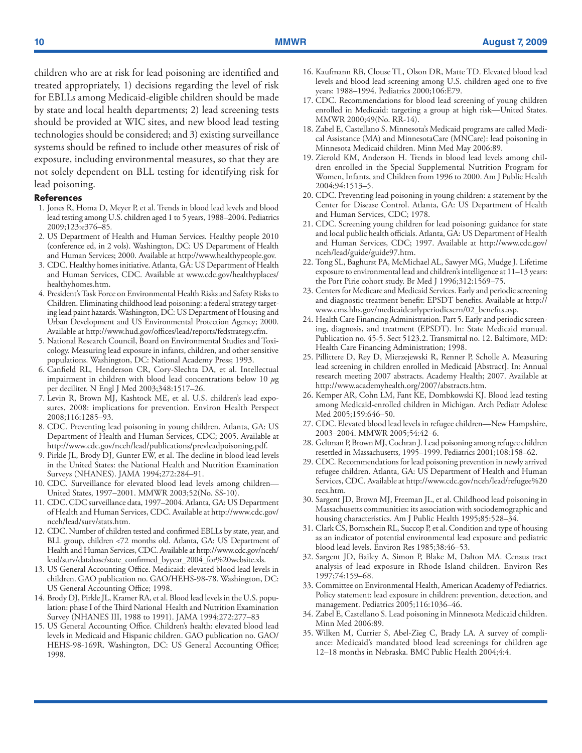children who are at risk for lead poisoning are identified and treated appropriately, 1) decisions regarding the level of risk for EBLLs among Medicaid-eligible children should be made by state and local health departments; 2) lead screening tests should be provided at WIC sites, and new blood lead testing technologies should be considered; and 3) existing surveillance systems should be refined to include other measures of risk of exposure, including environmental measures, so that they are not solely dependent on BLL testing for identifying risk for lead poisoning.

#### References

1. Jones R, Homa D, Meyer P, et al. Trends in blood lead levels and blood lead testing among U.S. children aged 1 to 5 years, 1988–2004. Pediatrics 2009;123:e376–85.
2. US Department of Health and Human Services. Healthy people 2010 (conference ed, in 2 vols). Washington, DC: US Department of Health and Human Services; 2000. Available at http://www.healthypeople.gov.
3. CDC. Healthy homes initiative. Atlanta, GA: US Department of Health and Human Services, CDC. Available at www.cdc.gov/healthyplaces/healthyhomes.htm.
4. President's Task Force on Environmental Health Risks and Safety Risks to Children. Eliminating childhood lead poisoning: a federal strategy targeting lead paint hazards. Washington, DC: US Department of Housing and Urban Development and US Environmental Protection Agency; 2000. Available at http://www.hud.gov/offices/lead/reports/fedstrategy.cfm.
5. National Research Council, Board on Environmental Studies and Toxicology. Measuring lead exposure in infants, children, and other sensitive populations. Washington, DC: National Academy Press; 1993.
6. Canfield RL, Henderson CR, Cory-Slechta DA, et al. Intellectual impairment in children with blood lead concentrations below 10 $\mu$g per deciliter. N Engl J Med 2003;348:1517–26.
7. Levin R, Brown MJ, Kashtock ME, et al. U.S. children's lead exposures, 2008: implications for prevention. Environ Health Perspect 2008;116:1285–93.
8. CDC. Preventing lead poisoning in young children. Atlanta, GA: US Department of Health and Human Services, CDC; 2005. Available at http://www.cdc.gov/nceh/lead/publications/prevleadpoisoning.pdf.
9. Pirkle JL, Brody DJ, Gunter EW, et al. The decline in blood lead levels in the United States: the National Health and Nutrition Examination Surveys (NHANES). JAMA 1994;272:284–91.
10. CDC. Surveillance for elevated blood lead levels among children—United States, 1997–2001. MMWR 2003;52(No. SS-10).
11. CDC. CDC surveillance data, 1997–2004. Atlanta, GA: US Department of Health and Human Services, CDC. Available at http://www.cdc.gov/nceh/lead/surv/stats.htm.
12. CDC. Number of children tested and confirmed EBLLs by state, year, and BLL group, children <72 months old. Atlanta, GA: US Department of Health and Human Services, CDC. Available at http://www.cdc.gov/nceh/lead/surv/database/state_confirmed_byyear_2004_for%20website.xls.
13. US General Accounting Office. Medicaid: elevated blood lead levels in children. GAO publication no. GAO/HEHS-98-78. Washington, DC: US General Accounting Office; 1998.
14. Brody DJ, Pirkle JL, Kramer RA, et al. Blood lead levels in the U.S. population: phase I of the Third National Health and Nutrition Examination Survey (NHANES III, 1988 to 1991). JAMA 1994;272:277–83
15. US General Accounting Office. Children's health: elevated blood lead levels in Medicaid and Hispanic children. GAO publication no. GAO/HEHS-98-169R. Washington, DC: US General Accounting Office; 1998.
16. Kaufmann RB, Clouse TL, Olson DR, Matte TD. Elevated blood lead levels and blood lead screening among U.S. children aged one to five years: 1988–1994. Pediatrics 2000;106:E79.
17. CDC. Recommendations for blood lead screening of young children enrolled in Medicaid: targeting a group at high risk—United States. MMWR 2000;49(No. RR-14).
18. Zabel E, Castellano S. Minnesota's Medicaid programs are called Medical Assistance (MA) and MinnesotaCare (MNCare): lead poisoning in Minnesota Medicaid children. Minn Med May 2006:89.
19. Zierold KM, Anderson H. Trends in blood lead levels among children enrolled in the Special Supplemental Nutrition Program for Women, Infants, and Children from 1996 to 2000. Am J Public Health 2004;94:1513–5.
20. CDC. Preventing lead poisoning in young children: a statement by the Center for Disease Control. Atlanta, GA: US Department of Health and Human Services, CDC; 1978.
21. CDC. Screening young children for lead poisoning: guidance for state and local public health officials. Atlanta, GA: US Department of Health and Human Services, CDC; 1997. Available at http://www.cdc.gov/nceh/lead/guide/guide97.htm.
22. Tong SL, Baghurst PA, McMichael AL, Sawyer MG, Mudge J. Lifetime exposure to environmental lead and children's intelligence at 11–13 years: the Port Pirie cohort study. Br Med J 1996;312:1569–75.
23. Centers for Medicare and Medicaid Services. Early and periodic screening and diagnostic treatment benefit: EPSDT benefits. Available at http://www.cms.hhs.gov/medicaidearlyperiodicscrn/02_benefits.asp.
24. Health Care Financing Administration. Part 5. Early and periodic screening, diagnosis, and treatment (EPSDT). In: State Medicaid manual. Publication no. 45-5. Sect 5123.2. Transmittal no. 12. Baltimore, MD: Health Care Financing Administration; 1998.
25. Pillittere D, Rey D, Mierzejewski R, Renner P, Scholle A. Measuring lead screening in children enrolled in Medicaid [Abstract]. In: Annual research meeting 2007 abstracts. Academy Health; 2007. Available at http://www.academyhealth.org/2007/abstracts.htm.
26. Kemper AR, Cohn LM, Fant KE, Dombkowski KJ. Blood lead testing among Medicaid-enrolled children in Michigan. Arch Pediatr Adolesc Med 2005;159:646–50.
27. CDC. Elevated blood lead levels in refugee children—New Hampshire, 2003–2004. MMWR 2005;54:42–6.
28. Geltman P, Brown MJ, Cochran J. Lead poisoning among refugee children resettled in Massachusetts, 1995–1999. Pediatrics 2001;108:158–62.
29. CDC. Recommendations for lead poisoning prevention in newly arrived refugee children. Atlanta, GA: US Department of Health and Human Services, CDC. Available at http://www.cdc.gov/nceh/lead/refugee%20recs.htm.
30. Sargent JD, Brown MJ, Freeman JL, et al. Childhood lead poisoning in Massachusetts communities: its association with sociodemographic and housing characteristics. Am J Public Health 1995;85:528–34.
31. Clark CS, Bornschein RL, Succop P, et al. Condition and type of housing as an indicator of potential environmental lead exposure and pediatric blood lead levels. Environ Res 1985;38:46–53.
32. Sargent JD, Bailey A, Simon P, Blake M, Dalton MA. Census tract analysis of lead exposure in Rhode Island children. Environ Res 1997;74:159–68.
33. Committee on Environmental Health, American Academy of Pediatrics. Policy statement: lead exposure in children: prevention, detection, and management. Pediatrics 2005;116:1036–46.
34. Zabel E, Castellano S. Lead poisoning in Minnesota Medicaid children. Minn Med 2006:89.
35. Wilken M, Currier S, Abel-Zieg C, Brady LA. A survey of compliance: Medicaid's mandated blood lead screenings for children age 12–18 months in Nebraska. BMC Public Health 2004;4:4.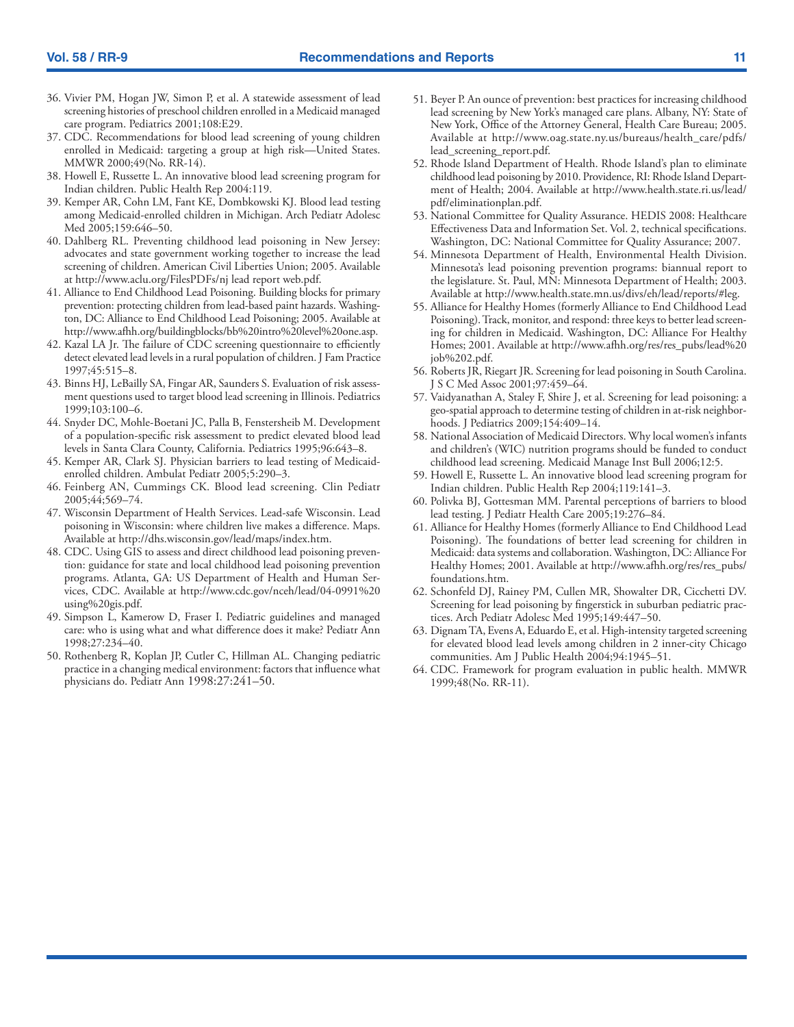36. Vivier PM, Hogan JW, Simon P, et al. A statewide assessment of lead screening histories of preschool children enrolled in a Medicaid managed care program. Pediatrics 2001;108:E29.
37. CDC. Recommendations for blood lead screening of young children enrolled in Medicaid: targeting a group at high risk—United States. MMWR 2000;49(No. RR-14).
38. Howell E, Russette L. An innovative blood lead screening program for Indian children. Public Health Rep 2004:119.
39. Kemper AR, Cohn LM, Fant KE, Dombkowski KJ. Blood lead testing among Medicaid-enrolled children in Michigan. Arch Pediatr Adolesc Med 2005;159:646–50.
40. Dahlberg RL. Preventing childhood lead poisoning in New Jersey: advocates and state government working together to increase the lead screening of children. American Civil Liberties Union; 2005. Available at http://www.aclu.org/FilesPDFs/nj lead report web.pdf.
41. Alliance to End Childhood Lead Poisoning. Building blocks for primary prevention: protecting children from lead-based paint hazards. Washington, DC: Alliance to End Childhood Lead Poisoning; 2005. Available at http://www.afhh.org/buildingblocks/bb%20intro%20level%20one.asp.
42. Kazal LA Jr. The failure of CDC screening questionnaire to efficiently detect elevated lead levels in a rural population of children. J Fam Practice 1997;45:515–8.
43. Binns HJ, LeBailly SA, Fingar AR, Saunders S. Evaluation of risk assessment questions used to target blood lead screening in Illinois. Pediatrics 1999;103:100–6.
44. Snyder DC, Mohle-Boetani JC, Palla B, Fenstersheib M. Development of a population-specific risk assessment to predict elevated blood lead levels in Santa Clara County, California. Pediatrics 1995;96:643–8.
45. Kemper AR, Clark SJ. Physician barriers to lead testing of Medicaid-enrolled children. Ambulat Pediatr 2005;5:290–3.
46. Feinberg AN, Cummings CK. Blood lead screening. Clin Pediatr 2005;44;569–74.
47. Wisconsin Department of Health Services. Lead-safe Wisconsin. Lead poisoning in Wisconsin: where children live makes a difference. Maps. Available at http://dhs.wisconsin.gov/lead/maps/index.htm.
48. CDC. Using GIS to assess and direct childhood lead poisoning prevention: guidance for state and local childhood lead poisoning prevention programs. Atlanta, GA: US Department of Health and Human Services, CDC. Available at http://www.cdc.gov/nceh/lead/04-0991%20using%20gis.pdf.
49. Simpson L, Kamerow D, Fraser I. Pediatric guidelines and managed care: who is using what and what difference does it make? Pediatr Ann 1998;27:234–40.
50. Rothenberg R, Koplan JP, Cutler C, Hillman AL. Changing pediatric practice in a changing medical environment: factors that influence what physicians do. Pediatr Ann 1998:27:241–50.
51. Beyer P. An ounce of prevention: best practices for increasing childhood lead screening by New York's managed care plans. Albany, NY: State of New York, Office of the Attorney General, Health Care Bureau; 2005. Available at http://www.oag.state.ny.us/bureaus/health_care/pdfs/lead_screening_report.pdf.
52. Rhode Island Department of Health. Rhode Island's plan to eliminate childhood lead poisoning by 2010. Providence, RI: Rhode Island Department of Health; 2004. Available at http://www.health.state.ri.us/lead/pdf/eliminationplan.pdf.
53. National Committee for Quality Assurance. HEDIS 2008: Healthcare Effectiveness Data and Information Set. Vol. 2, technical specifications. Washington, DC: National Committee for Quality Assurance; 2007.
54. Minnesota Department of Health, Environmental Health Division. Minnesota's lead poisoning prevention programs: biannual report to the legislature. St. Paul, MN: Minnesota Department of Health; 2003. Available at http://www.health.state.mn.us/divs/eh/lead/reports/#leg.
55. Alliance for Healthy Homes (formerly Alliance to End Childhood Lead Poisoning). Track, monitor, and respond: three keys to better lead screening for children in Medicaid. Washington, DC: Alliance For Healthy Homes; 2001. Available at http://www.afhh.org/res/res_pubs/lead%20job%202.pdf.
56. Roberts JR, Riegart JR. Screening for lead poisoning in South Carolina. J S C Med Assoc 2001;97:459–64.
57. Vaidyanathan A, Staley F, Shire J, et al. Screening for lead poisoning: a geo-spatial approach to determine testing of children in at-risk neighborhoods. J Pediatrics 2009;154:409–14.
58. National Association of Medicaid Directors. Why local women's infants and children's (WIC) nutrition programs should be funded to conduct childhood lead screening. Medicaid Manage Inst Bull 2006;12:5.
59. Howell E, Russette L. An innovative blood lead screening program for Indian children. Public Health Rep 2004;119:141–3.
60. Polivka BJ, Gottesman MM. Parental perceptions of barriers to blood lead testing. J Pediatr Health Care 2005;19:276–84.
61. Alliance for Healthy Homes (formerly Alliance to End Childhood Lead Poisoning). The foundations of better lead screening for children in Medicaid: data systems and collaboration. Washington, DC: Alliance For Healthy Homes; 2001. Available at http://www.afhh.org/res/res_pubs/foundations.htm.
62. Schonfeld DJ, Rainey PM, Cullen MR, Showalter DR, Cicchetti DV. Screening for lead poisoning by fingerstick in suburban pediatric practices. Arch Pediatr Adolesc Med 1995;149:447–50.
63. Dignam TA, Evens A, Eduardo E, et al. High-intensity targeted screening for elevated blood lead levels among children in 2 inner-city Chicago communities. Am J Public Health 2004;94:1945–51.
64. CDC. Framework for program evaluation in public health. MMWR 1999;48(No. RR-11).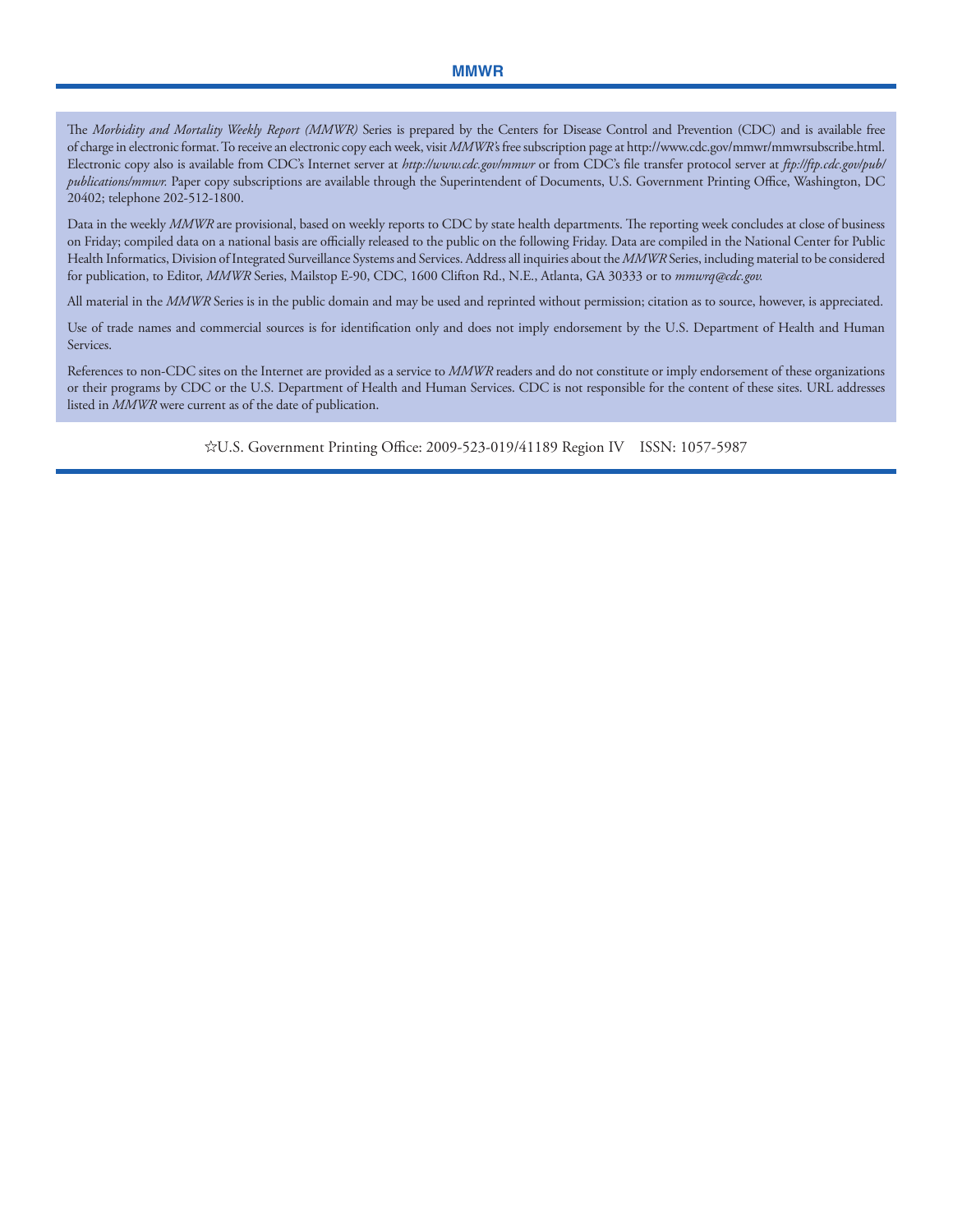The *Morbidity and Mortality Weekly Report (MMWR)* Series is prepared by the Centers for Disease Control and Prevention (CDC) and is available free of charge in electronic format. To receive an electronic copy each week, visit *MMWR*'s free subscription page at http://www.cdc.gov/mmwr/mmwrsubscribe.html. Electronic copy also is available from CDC's Internet server at *http://www.cdc.gov/mmwr* or from CDC's file transfer protocol server at *ftp://ftp.cdc.gov/pub/publications/mmwr.* Paper copy subscriptions are available through the Superintendent of Documents, U.S. Government Printing Office, Washington, DC 20402; telephone 202-512-1800.

Data in the weekly *MMWR* are provisional, based on weekly reports to CDC by state health departments. The reporting week concludes at close of business on Friday; compiled data on a national basis are officially released to the public on the following Friday. Data are compiled in the National Center for Public Health Informatics, Division of Integrated Surveillance Systems and Services. Address all inquiries about the *MMWR* Series, including material to be considered for publication, to Editor, *MMWR* Series, Mailstop E-90, CDC, 1600 Clifton Rd., N.E., Atlanta, GA 30333 or to *mmwrq@cdc.gov.*

All material in the *MMWR* Series is in the public domain and may be used and reprinted without permission; citation as to source, however, is appreciated.

Use of trade names and commercial sources is for identification only and does not imply endorsement by the U.S. Department of Health and Human Services.

References to non-CDC sites on the Internet are provided as a service to *MMWR* readers and do not constitute or imply endorsement of these organizations or their programs by CDC or the U.S. Department of Health and Human Services. CDC is not responsible for the content of these sites. URL addresses listed in *MMWR* were current as of the date of publication.

☆U.S. Government Printing Office: 2009-523-019/41189 Region IV ISSN: 1057-5987